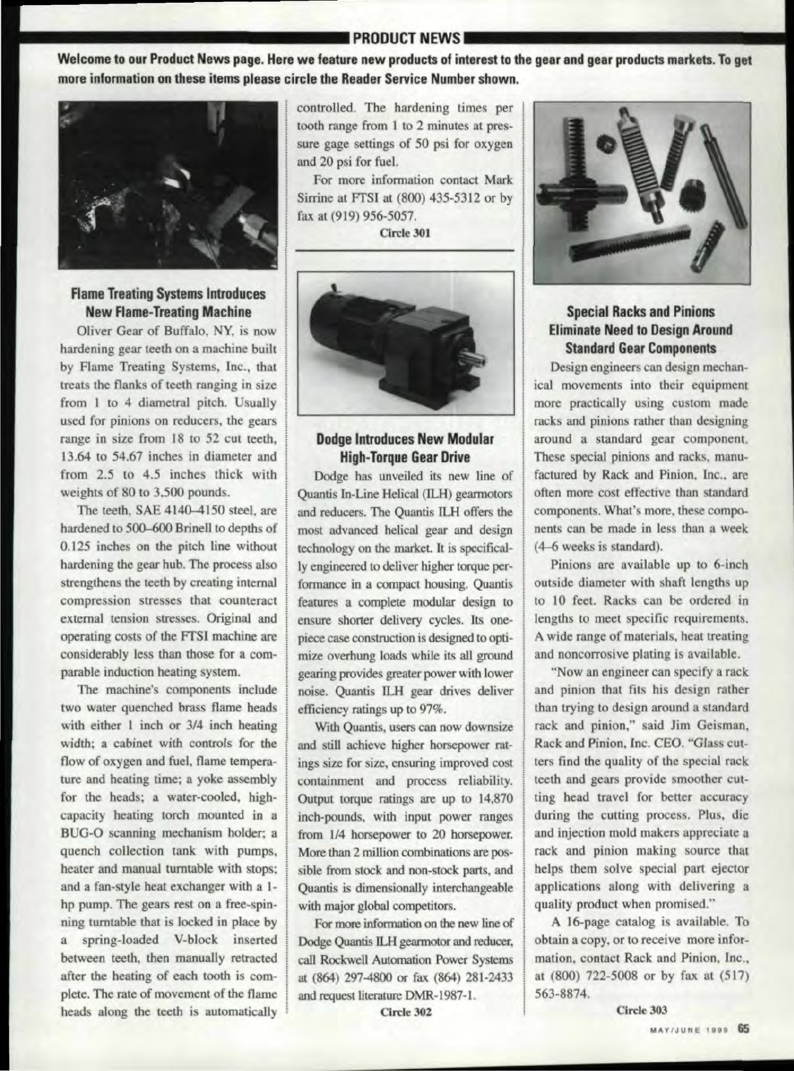## PRODUCT NEWS

**Welcome to our Product News page. Here we feature new products of interest to the gear and gear products markets. To get more information on these items please circle the Reader Service Number shown.**

### Flame Treating Systems Introduces New Flame-Treating Machine

Oliver Gear of Buffalo, NY, is now hardening gear teeth on a machine built by Flame Treating Systems, Inc., that treats the flanks of teeth ranging in size from 1 to 4 diametral pitch. Usually used for pinions on reducers, the gears range in size from 18 to 52 cut teeth, 13.64 to 54.67 inches in diameter and from 2.5 to 4.5 inches thick with weights of 80 to 3,500 pounds.

The teeth, SAE 4140–4150 steel, are hardened to 500–600 Brinell to depths of 0.125 inches on the pitch line without hardening the gear hub. The process also strengthens the teeth by creating internal compression stresses that counteract external tension stresses. Original and operating costs of the FTSI machine are considerably less than those for a comparable induction heating system.

The machine's components include two water quenched brass flame heads with either 1 inch or 3/4 inch heating width; a cabinet with controls for the flow of oxygen and fuel, flame temperature and heating time; a yoke assembly for the heads; a water-cooled, high-capacity heating torch mounted in a BUG-O scanning mechanism holder; a quench collection tank with pumps, heater and manual turntable with stops; and a fan-style heat exchanger with a 1-hp pump. The gears rest on a free-spinning turntable that is locked in place by a spring-loaded V-block inserted between teeth, then manually retracted after the heating of each tooth is complete. The rate of movement of the flame heads along the teeth is automatically controlled. The hardening times per tooth range from 1 to 2 minutes at pressure gage settings of 50 psi for oxygen and 20 psi for fuel.

For more information contact Mark Sirrine at FTSI at (800) 435-5312 or by fax at (919) 956-5057.

**Circle 301**

### Dodge Introduces New Modular High-Torque Gear Drive

Dodge has unveiled its new line of Quantis In-Line Helical (ILH) gearmotors and reducers. The Quantis ILH offers the most advanced helical gear and design technology on the market. It is specifically engineered to deliver higher torque performance in a compact housing. Quantis features a complete modular design to ensure shorter delivery cycles. Its one-piece case construction is designed to optimize overhung loads while its all ground gearing provides greater power with lower noise. Quantis ILH gear drives deliver efficiency ratings up to 97%.

With Quantis, users can now downsize and still achieve higher horsepower ratings size for size, ensuring improved cost containment and process reliability. Output torque ratings are up to 14,870 inch-pounds, with input power ranges from 1/4 horsepower to 20 horsepower. More than 2 million combinations are possible from stock and non-stock parts, and Quantis is dimensionally interchangeable with major global competitors.

For more information on the new line of Dodge Quantis ILH gearmotor and reducer, call Rockwell Automation Power Systems at (864) 297-4800 or fax (864) 281-2433 and request literature DMR-1987-1.

**Circle 302**

### Special Racks and Pinions Eliminate Need to Design Around Standard Gear Components

Design engineers can design mechanical movements into their equipment more practically using custom made racks and pinions rather than designing around a standard gear component. These special pinions and racks, manufactured by Rack and Pinion, Inc., are often more cost effective than standard components. What's more, these components can be made in less than a week (4–6 weeks is standard).

Pinions are available up to 6-inch outside diameter with shaft lengths up to 10 feet. Racks can be ordered in lengths to meet specific requirements. A wide range of materials, heat treating and noncorrosive plating is available.

"Now an engineer can specify a rack and pinion that fits his design rather than trying to design around a standard rack and pinion," said Jim Geisman, Rack and Pinion, Inc. CEO. "Glass cutters find the quality of the special rack teeth and gears provide smoother cutting head travel for better accuracy during the cutting process. Plus, die and injection mold makers appreciate a rack and pinion making source that helps them solve special part ejector applications along with delivering a quality product when promised."

A 16-page catalog is available. To obtain a copy, or to receive more information, contact Rack and Pinion, Inc., at (800) 722-5008 or by fax at (517) 563-8874.

**Circle 303**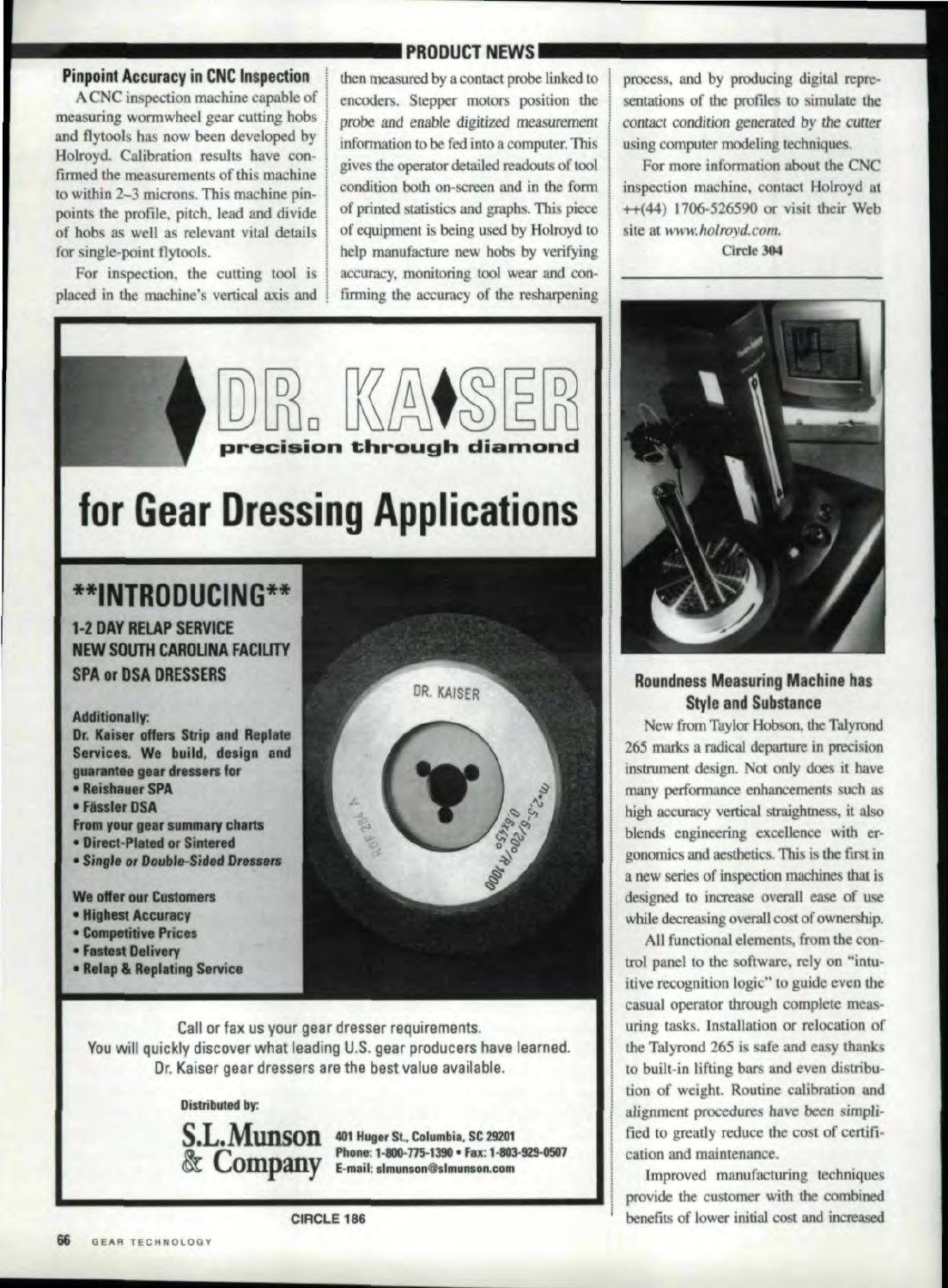## Pinpoint Accuracy in CNC Inspection

A CNC inspection machine capable of measuring wormwheel gear cutting hobs and flytools has now been developed by Holroyd. Calibration results have confirmed the measurements of this machine to within 2–3 microns. This machine pinpoints the profile, pitch, lead and divide of hobs as well as relevant vital details for single-point flytools.

For inspection, the cutting tool is placed in the machine's vertical axis and then measured by a contact probe linked to encoders. Stepper motors position the probe and enable digitized measurement information to be fed into a computer. This gives the operator detailed readouts of tool condition both on-screen and in the form of printed statistics and graphs. This piece of equipment is being used by Holroyd to help manufacture new hobs by verifying accuracy, monitoring tool wear and confirming the accuracy of the resharpening process, and by producing digital representations of the profiles to simulate the contact condition generated by the cutter using computer modeling techniques.

For more information about the CNC inspection machine, contact Holroyd at ++(44) 1706-526590 or visit their Web site at *www.holroyd.com.*

**Circle 304**

---

# DR. KAISER
**precision through diamond**

# for Gear Dressing Applications

## **INTRODUCING**

**1-2 DAY RELAP SERVICE**
**NEW SOUTH CAROLINA FACILITY**
**SPA or DSA DRESSERS**

**Additionally:**
**Dr. Kaiser offers Strip and Replate Services. We build, design and guarantee gear dressers for**
- **Reishauer SPA**
- **Fässler DSA**

**From your gear summary charts**
- **Direct-Plated or Sintered**
- ***Single or Double-Sided Dressers***

**We offer our Customers**
- **Highest Accuracy**
- **Competitive Prices**
- **Fastest Delivery**
- **Relap & Replating Service**

Call or fax us your gear dresser requirements.
You will quickly discover what leading U.S. gear producers have learned.
Dr. Kaiser gear dressers are the best value available.

**Distributed by:**

**S.L. Munson & Company**
**401 Huger St., Columbia, SC 29201**
**Phone: 1-800-775-1390 • Fax: 1-803-929-0507**
**E-mail: slmunson@slmunson.com**

**CIRCLE 186**

---

## Roundness Measuring Machine has Style and Substance

New from Taylor Hobson, the Talyrond 265 marks a radical departure in precision instrument design. Not only does it have many performance enhancements such as high accuracy vertical straightness, it also blends engineering excellence with ergonomics and aesthetics. This is the first in a new series of inspection machines that is designed to increase overall ease of use while decreasing overall cost of ownership.

All functional elements, from the control panel to the software, rely on "intuitive recognition logic" to guide even the casual operator through complete measuring tasks. Installation or relocation of the Talyrond 265 is safe and easy thanks to built-in lifting bars and even distribution of weight. Routine calibration and alignment procedures have been simplified to greatly reduce the cost of certification and maintenance.

Improved manufacturing techniques provide the customer with the combined benefits of lower initial cost and increased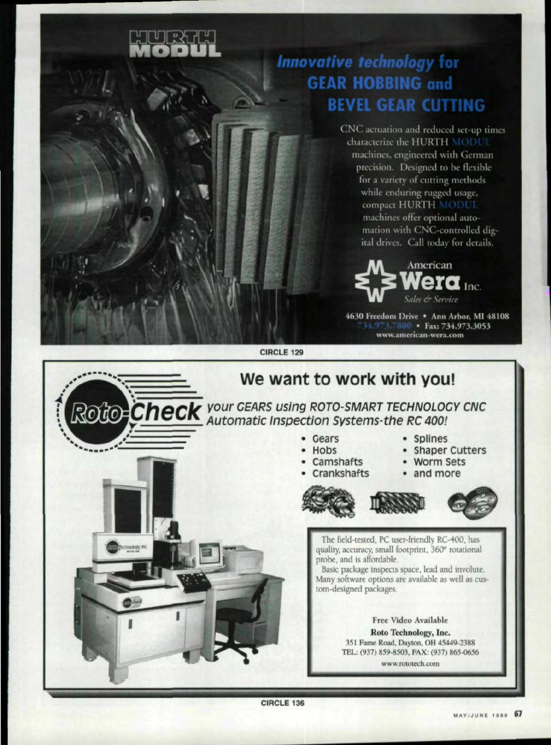# HURTH MODUL

## *Innovative technology* for GEAR HOBBING and BEVEL GEAR CUTTING

CNC actuation and reduced set-up times characterize the HURTH MODUL machines, engineered with German precision. Designed to be flexible for a variety of cutting methods while enduring rugged usage, compact HURTH MODUL machines offer optional automation with CNC-controlled digital drives. Call today for details.

American **Wera** Inc.
*Sales & Service*

**4630 Freedom Drive • Ann Arbor, MI 48108**
**734.973.7800 • Fax: 734.973.3053**
**www.american-wera.com**

**CIRCLE 129**

## We want to work with you!

***Roto-Check*** *your GEARS using ROTO-SMART TECHNOLOGY CNC Automatic Inspection Systems-the RC 400!*

- Gears
- Hobs
- Camshafts
- Crankshafts
- Splines
- Shaper Cutters
- Worm Sets
- and more

The field-tested, PC user-friendly RC-400, has quality, accuracy, small footprint, 360° rotational probe, and is affordable.
Basic package inspects space, lead and involute. Many software options are available as well as custom-designed packages.

Free Video Available
**Roto Technology, Inc.**
351 Fame Road, Dayton, OH 45449-2388
TEL: (937) 859-8503, FAX: (937) 865-0656
www.rototech.com

**CIRCLE 136**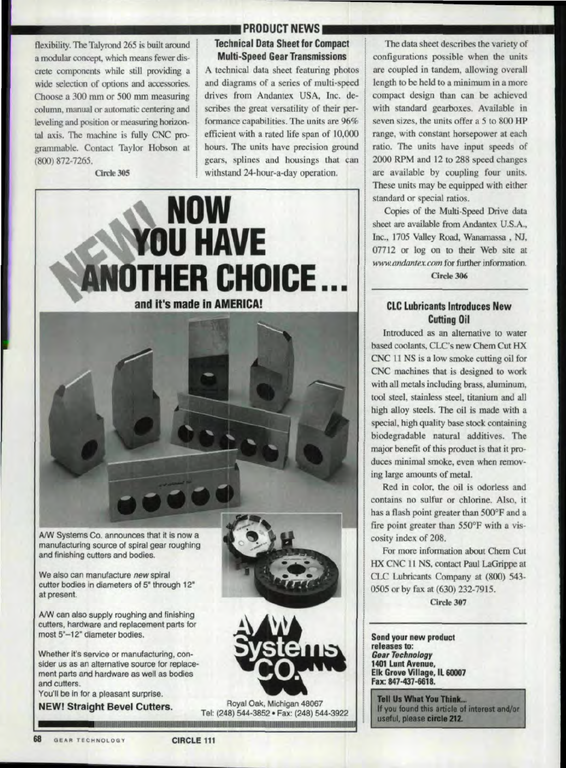## PRODUCT NEWS

flexibility. The Talyrond 265 is built around a modular concept, which means fewer discrete components while still providing a wide selection of options and accessories. Choose a 300 mm or 500 mm measuring column, manual or automatic centering and leveling and position or measuring horizontal axis. The machine is fully CNC programmable. Contact Taylor Hobson at (800) 872-7265.

Circle 305

### Technical Data Sheet for Compact Multi-Speed Gear Transmissions

A technical data sheet featuring photos and diagrams of a series of multi-speed drives from Andantex USA, Inc. describes the great versatility of their performance capabilities. The units are 96% efficient with a rated life span of 10,000 hours. The units have precision ground gears, splines and housings that can withstand 24-hour-a-day operation.

The data sheet describes the variety of configurations possible when the units are coupled in tandem, allowing overall length to be held to a minimum in a more compact design than can be achieved with standard gearboxes. Available in seven sizes, the units offer a 5 to 800 HP range, with constant horsepower at each ratio. The units have input speeds of 2000 RPM and 12 to 288 speed changes are available by coupling four units. These units may be equipped with either standard or special ratios.

Copies of the Multi-Speed Drive data sheet are available from Andantex U.S.A., Inc., 1705 Valley Road, Wanamassa , NJ, 07712 or log on to their Web site at *www.andantex.com* for further information.

Circle 306

# NEW! NOW YOU HAVE ANOTHER CHOICE...

**and it's made in AMERICA!**

A/W Systems Co. announces that it is now a manufacturing source of spiral gear roughing and finishing cutters and bodies.

We also can manufacture *new* spiral cutter bodies in diameters of 5" through 12" at present.

A/W can also supply roughing and finishing cutters, hardware and replacement parts for most 5"–12" diameter bodies.

Whether it's service or manufacturing, consider us as an alternative source for replacement parts and hardware as well as bodies and cutters.

You'll be in for a pleasant surprise.

**NEW! Straight Bevel Cutters.**

A/W Systems Co.

Royal Oak, Michigan 48067
Tel: (248) 544-3852 • Fax: (248) 544-3922

CIRCLE 111

### CLC Lubricants Introduces New Cutting Oil

Introduced as an alternative to water based coolants, CLC's new Chem Cut HX CNC 11 NS is a low smoke cutting oil for CNC machines that is designed to work with all metals including brass, aluminum, tool steel, stainless steel, titanium and all high alloy steels. The oil is made with a special, high quality base stock containing biodegradable natural additives. The major benefit of this product is that it produces minimal smoke, even when removing large amounts of metal.

Red in color, the oil is odorless and contains no sulfur or chlorine. Also, it has a flash point greater than 500°F and a fire point greater than 550°F with a viscosity index of 208.

For more information about Chem Cut HX CNC 11 NS, contact Paul LaGrippe at CLC Lubricants Company at (800) 543-0505 or by fax at (630) 232-7915.

Circle 307

**Send your new product releases to:**
***Gear Technology***
**1401 Lunt Avenue,**
**Elk Grove Village, IL 60007**
**Fax: 847-437-6618.**

**Tell Us What You Think...**
If you found this article of interest and/or useful, please **circle 212.**